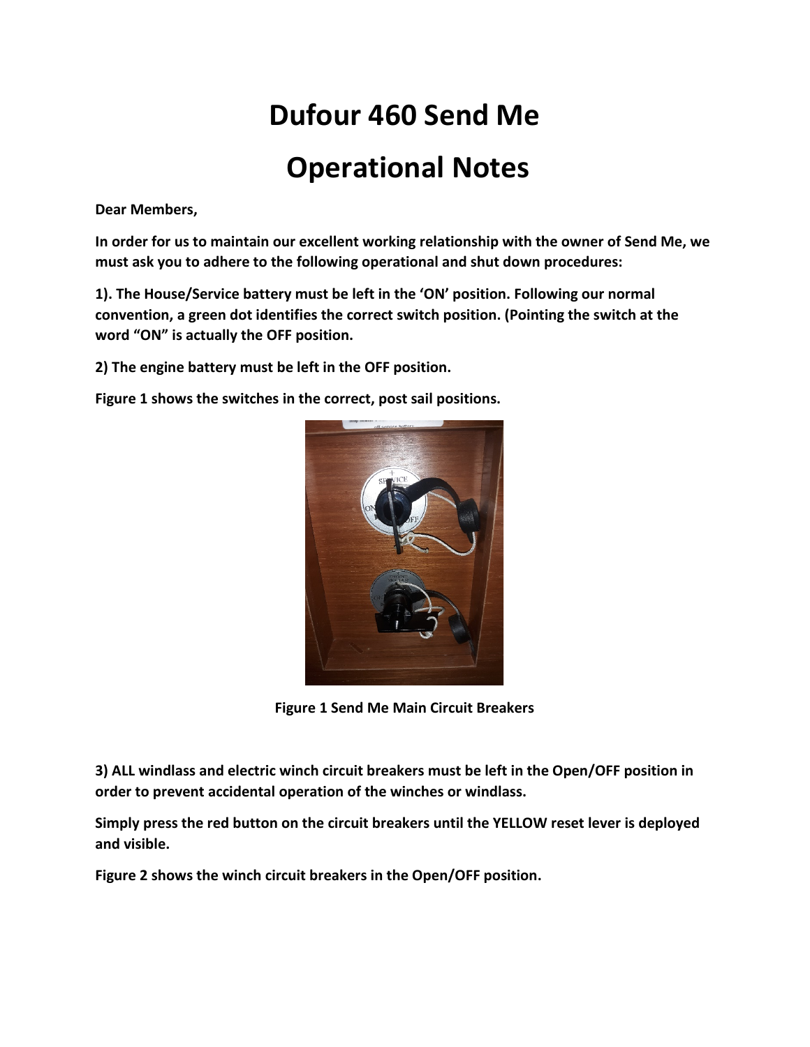# Dufour 460 Send Me

# Operational Notes

**Dear Members,**

**In order for us to maintain our excellent working relationship with the owner of Send Me, we must ask you to adhere to the following operational and shut down procedures:**

**1). The House/Service battery must be left in the 'ON' position. Following our normal convention, a green dot identifies the correct switch position. (Pointing the switch at the word "ON" is actually the OFF position.**

**2) The engine battery must be left in the OFF position.**

**Figure 1 shows the switches in the correct, post sail positions.**

**Figure 1 Send Me Main Circuit Breakers**

**3) ALL windlass and electric winch circuit breakers must be left in the Open/OFF position in order to prevent accidental operation of the winches or windlass.**

**Simply press the red button on the circuit breakers until the YELLOW reset lever is deployed and visible.**

**Figure 2 shows the winch circuit breakers in the Open/OFF position.**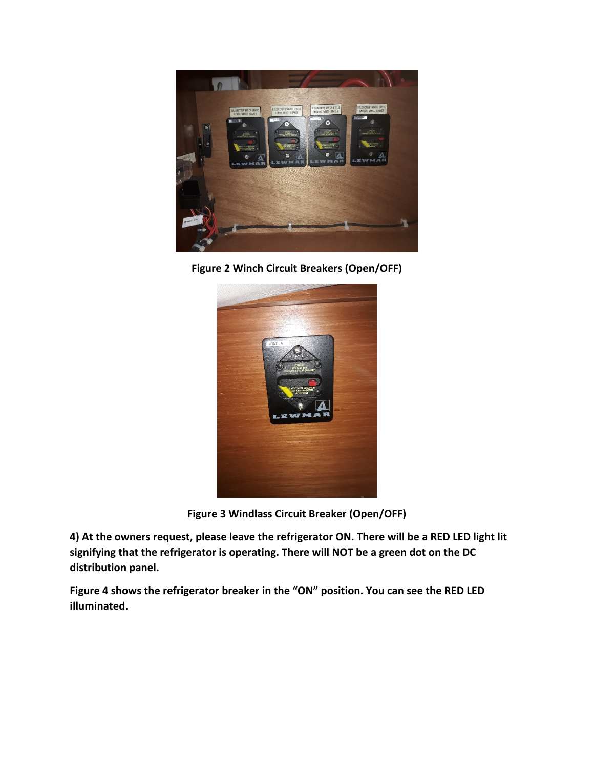**Figure 2 Winch Circuit Breakers (Open/OFF)**

**Figure 3 Windlass Circuit Breaker (Open/OFF)**

**4) At the owners request, please leave the refrigerator ON. There will be a RED LED light lit signifying that the refrigerator is operating. There will NOT be a green dot on the DC distribution panel.**

**Figure 4 shows the refrigerator breaker in the "ON" position. You can see the RED LED illuminated.**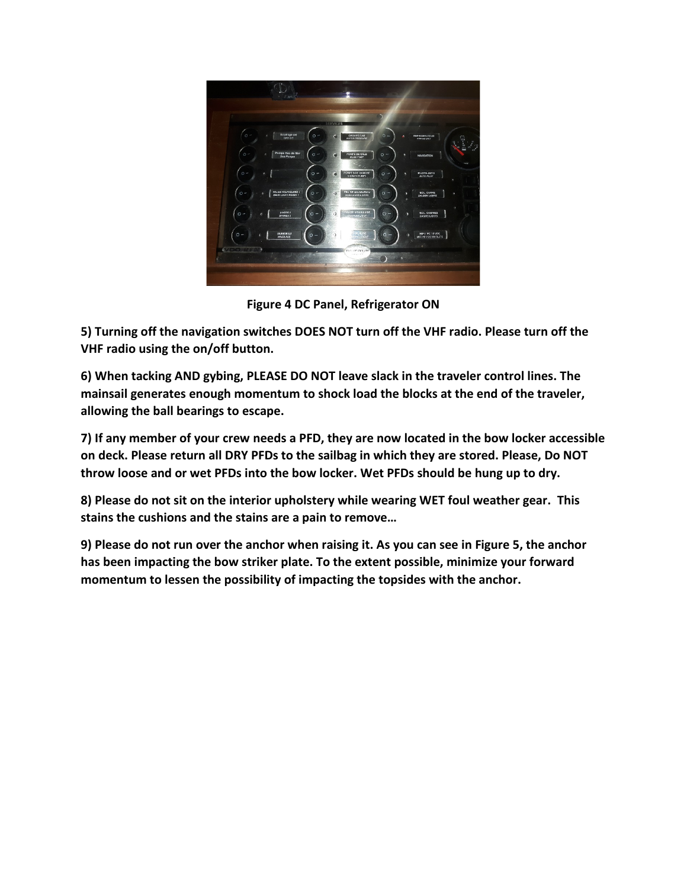Figure 4 DC Panel, Refrigerator ON

**5) Turning off the navigation switches DOES NOT turn off the VHF radio. Please turn off the VHF radio using the on/off button.**

**6) When tacking AND gybing, PLEASE DO NOT leave slack in the traveler control lines. The mainsail generates enough momentum to shock load the blocks at the end of the traveler, allowing the ball bearings to escape.**

**7) If any member of your crew needs a PFD, they are now located in the bow locker accessible on deck. Please return all DRY PFDs to the sailbag in which they are stored. Please, Do NOT throw loose and or wet PFDs into the bow locker. Wet PFDs should be hung up to dry.**

**8) Please do not sit on the interior upholstery while wearing WET foul weather gear. This stains the cushions and the stains are a pain to remove…**

**9) Please do not run over the anchor when raising it. As you can see in Figure 5, the anchor has been impacting the bow striker plate. To the extent possible, minimize your forward momentum to lessen the possibility of impacting the topsides with the anchor.**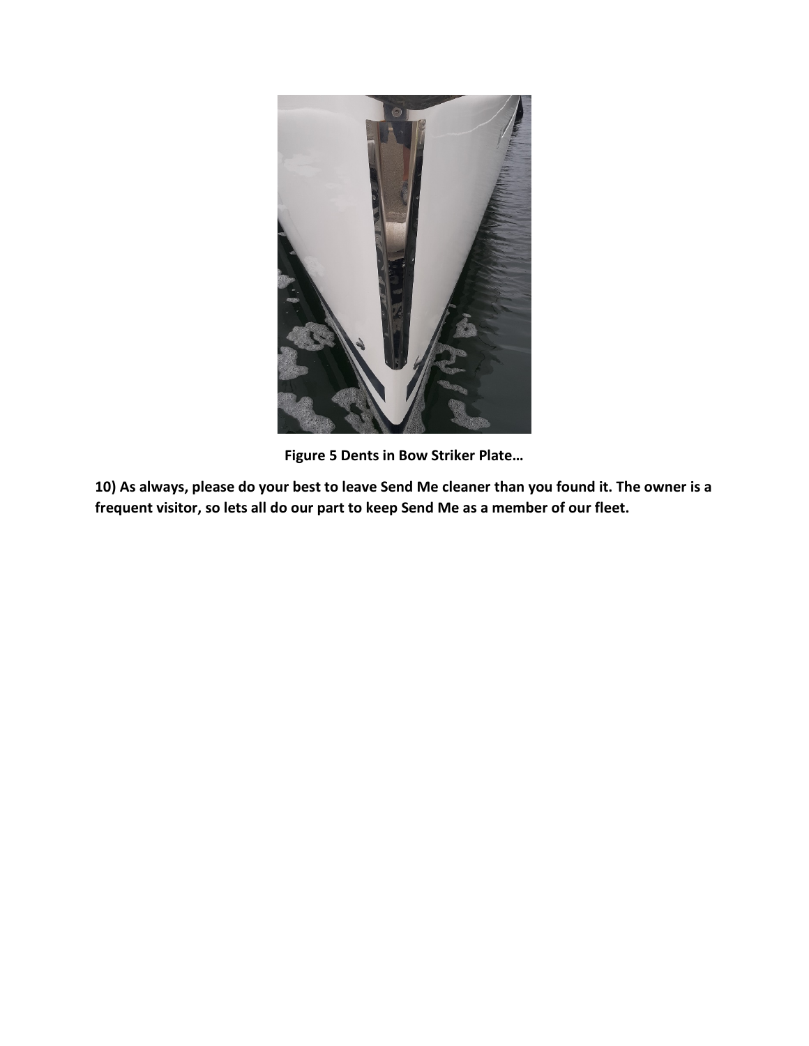**Figure 5 Dents in Bow Striker Plate…**

**10) As always, please do your best to leave Send Me cleaner than you found it. The owner is a frequent visitor, so lets all do our part to keep Send Me as a member of our fleet.**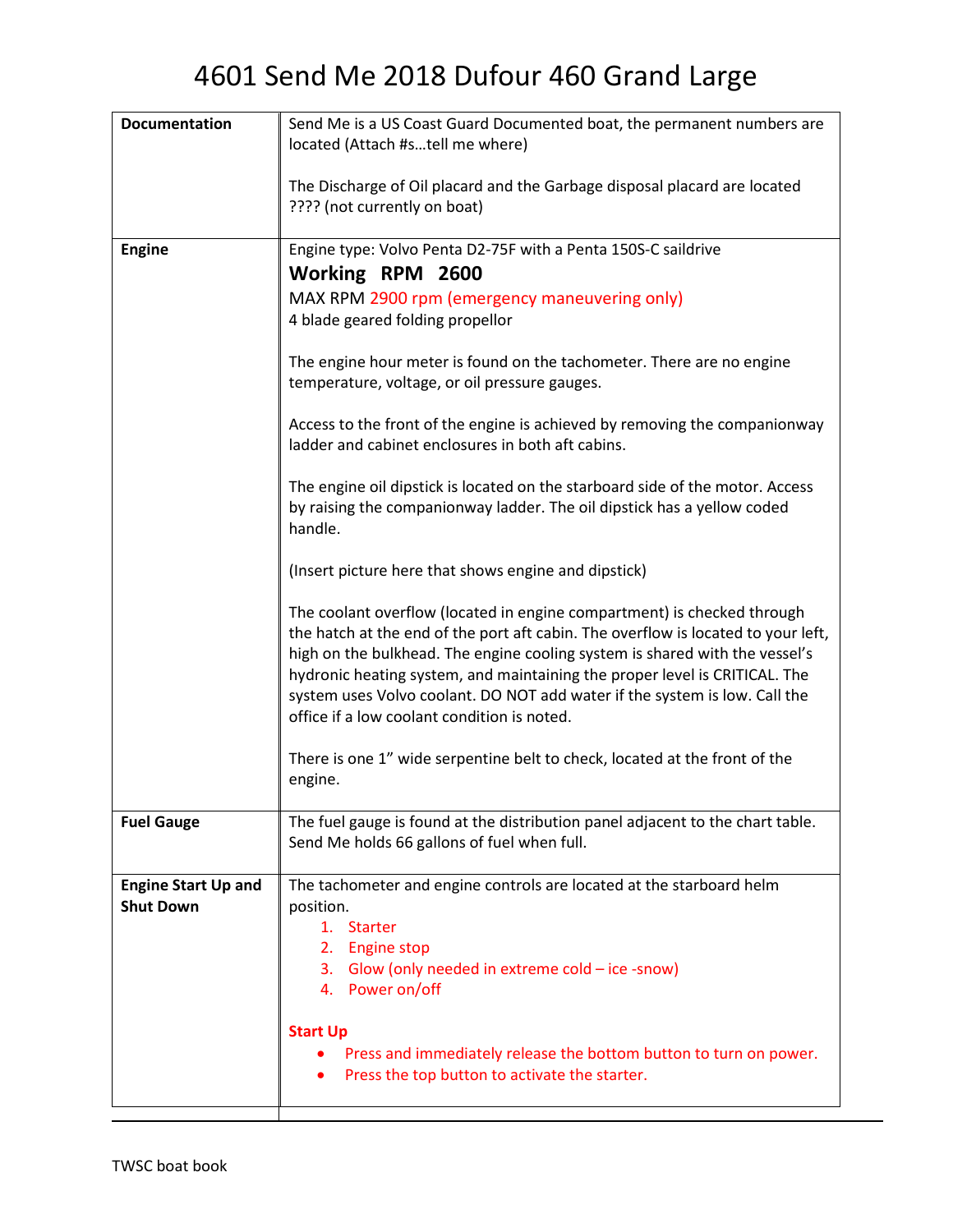# 4601 Send Me 2018 Dufour 460 Grand Large

| | |
|---|---|
| **Documentation** | Send Me is a US Coast Guard Documented boat, the permanent numbers are located (Attach #s…tell me where)<br><br>The Discharge of Oil placard and the Garbage disposal placard are located ???? (not currently on boat) |
| **Engine** | Engine type: Volvo Penta D2-75F with a Penta 150S-C saildrive<br>**Working RPM 2600**<br>MAX RPM 2900 rpm (emergency maneuvering only)<br>4 blade geared folding propellor<br><br>The engine hour meter is found on the tachometer. There are no engine temperature, voltage, or oil pressure gauges.<br><br>Access to the front of the engine is achieved by removing the companionway ladder and cabinet enclosures in both aft cabins.<br><br>The engine oil dipstick is located on the starboard side of the motor. Access by raising the companionway ladder. The oil dipstick has a yellow coded handle.<br><br>(Insert picture here that shows engine and dipstick)<br><br>The coolant overflow (located in engine compartment) is checked through the hatch at the end of the port aft cabin. The overflow is located to your left, high on the bulkhead. The engine cooling system is shared with the vessel's hydronic heating system, and maintaining the proper level is CRITICAL. The system uses Volvo coolant. DO NOT add water if the system is low. Call the office if a low coolant condition is noted.<br><br>There is one 1" wide serpentine belt to check, located at the front of the engine. |
| **Fuel Gauge** | The fuel gauge is found at the distribution panel adjacent to the chart table. Send Me holds 66 gallons of fuel when full. |
| **Engine Start Up and Shut Down** | The tachometer and engine controls are located at the starboard helm position.<br>1. Starter<br>2. Engine stop<br>3. Glow (only needed in extreme cold – ice -snow)<br>4. Power on/off<br><br>**Start Up**<br>• Press and immediately release the bottom button to turn on power.<br>• Press the top button to activate the starter. |

TWSC boat book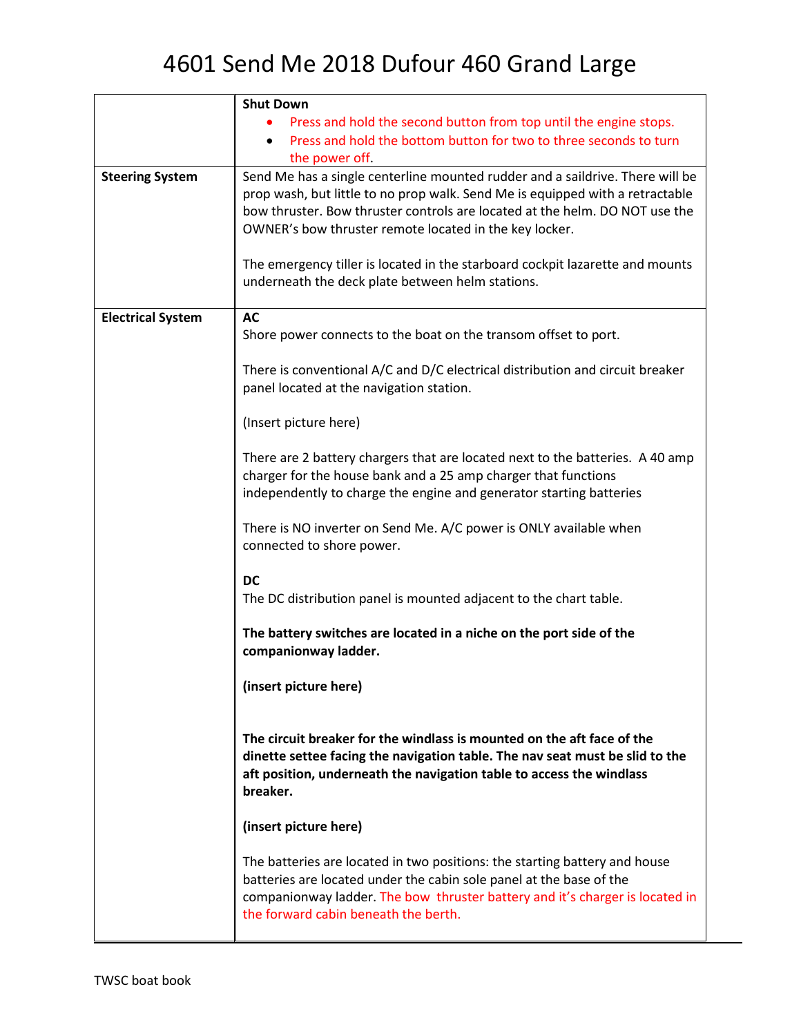# 4601 Send Me 2018 Dufour 460 Grand Large

| | |
|---|---|
| | **Shut Down**<br>• Press and hold the second button from top until the engine stops.<br>• Press and hold the bottom button for two to three seconds to turn the power off. |
| **Steering System** | Send Me has a single centerline mounted rudder and a saildrive. There will be prop wash, but little to no prop walk. Send Me is equipped with a retractable bow thruster. Bow thruster controls are located at the helm. DO NOT use the OWNER's bow thruster remote located in the key locker.<br><br>The emergency tiller is located in the starboard cockpit lazarette and mounts underneath the deck plate between helm stations. |
| **Electrical System** | **AC**<br>Shore power connects to the boat on the transom offset to port.<br><br>There is conventional A/C and D/C electrical distribution and circuit breaker panel located at the navigation station.<br><br>(Insert picture here)<br><br>There are 2 battery chargers that are located next to the batteries. A 40 amp charger for the house bank and a 25 amp charger that functions independently to charge the engine and generator starting batteries<br><br>There is NO inverter on Send Me. A/C power is ONLY available when connected to shore power.<br><br>**DC**<br>The DC distribution panel is mounted adjacent to the chart table.<br><br>**The battery switches are located in a niche on the port side of the companionway ladder.**<br><br>**(insert picture here)**<br><br>**The circuit breaker for the windlass is mounted on the aft face of the dinette settee facing the navigation table. The nav seat must be slid to the aft position, underneath the navigation table to access the windlass breaker.**<br><br>**(insert picture here)**<br><br>The batteries are located in two positions: the starting battery and house batteries are located under the cabin sole panel at the base of the companionway ladder. The bow thruster battery and it's charger is located in the forward cabin beneath the berth. |

TWSC boat book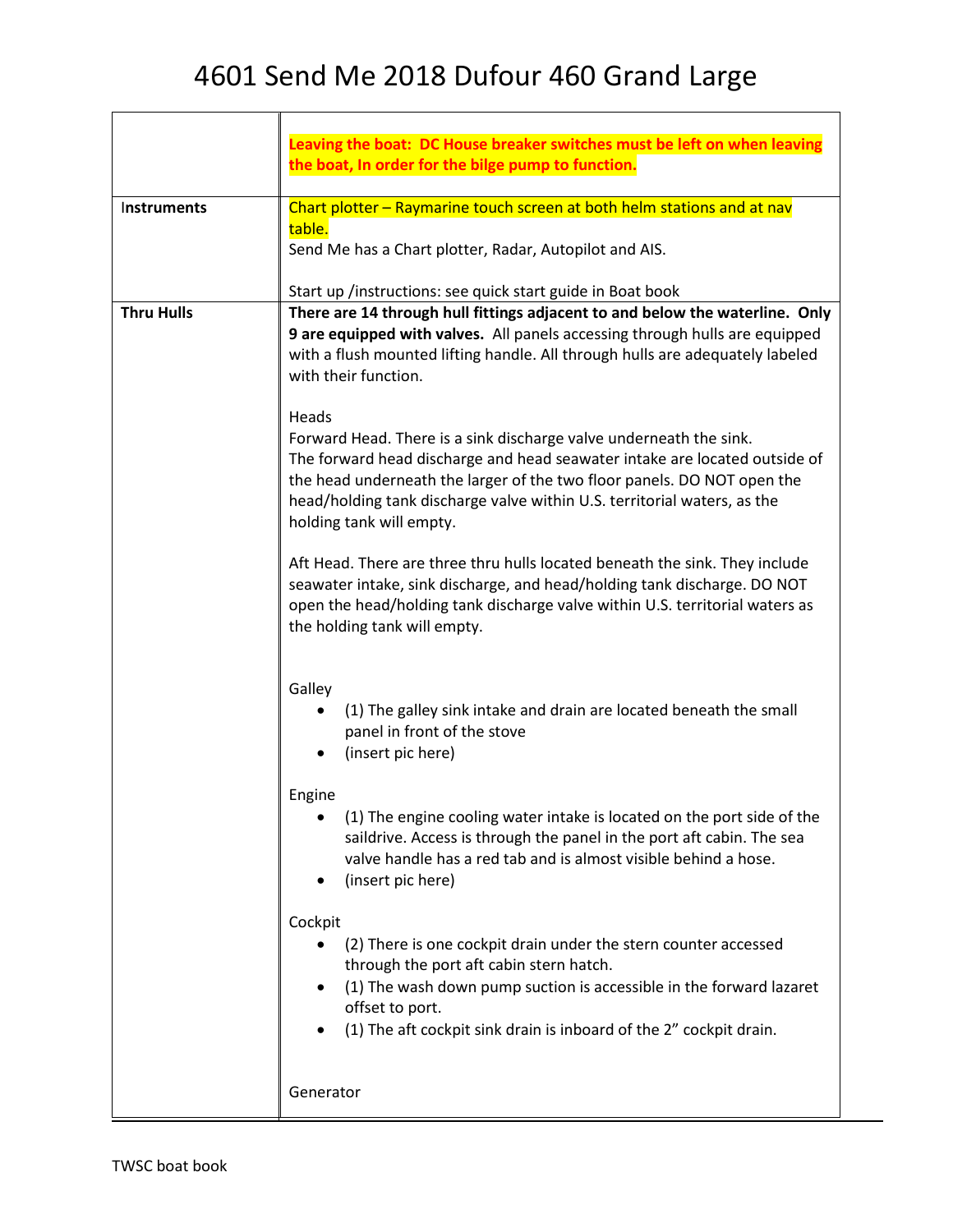# 4601 Send Me 2018 Dufour 460 Grand Large

| | |
|---|---|
| | **Leaving the boat: DC House breaker switches must be left on when leaving the boat, In order for the bilge pump to function.** |
| Instruments | Chart plotter – Raymarine touch screen at both helm stations and at nav table.<br>Send Me has a Chart plotter, Radar, Autopilot and AIS.<br><br>Start up /instructions: see quick start guide in Boat book |
| **Thru Hulls** | **There are 14 through hull fittings adjacent to and below the waterline. Only 9 are equipped with valves.** All panels accessing through hulls are equipped with a flush mounted lifting handle. All through hulls are adequately labeled with their function.<br><br>Heads<br>Forward Head. There is a sink discharge valve underneath the sink.<br>The forward head discharge and head seawater intake are located outside of the head underneath the larger of the two floor panels. DO NOT open the head/holding tank discharge valve within U.S. territorial waters, as the holding tank will empty.<br><br>Aft Head. There are three thru hulls located beneath the sink. They include seawater intake, sink discharge, and head/holding tank discharge. DO NOT open the head/holding tank discharge valve within U.S. territorial waters as the holding tank will empty.<br><br>Galley<br>• (1) The galley sink intake and drain are located beneath the small panel in front of the stove<br>• (insert pic here)<br><br>Engine<br>• (1) The engine cooling water intake is located on the port side of the saildrive. Access is through the panel in the port aft cabin. The sea valve handle has a red tab and is almost visible behind a hose.<br>• (insert pic here)<br><br>Cockpit<br>• (2) There is one cockpit drain under the stern counter accessed through the port aft cabin stern hatch.<br>• (1) The wash down pump suction is accessible in the forward lazaret offset to port.<br>• (1) The aft cockpit sink drain is inboard of the 2" cockpit drain.<br><br>Generator |

TWSC boat book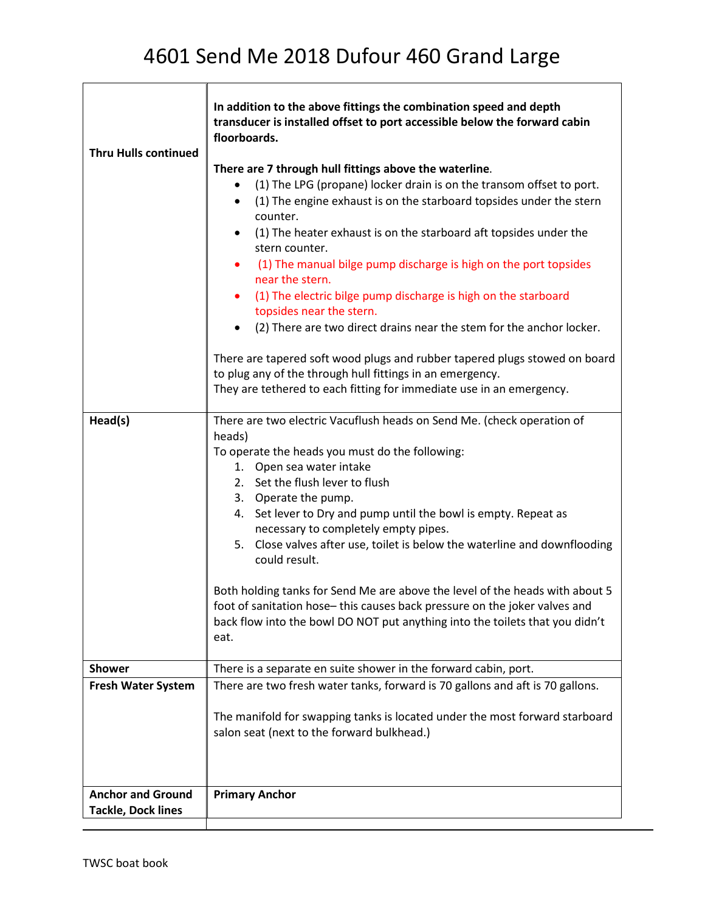# 4601 Send Me 2018 Dufour 460 Grand Large

| | |
|---|---|
| **Thru Hulls continued** | **In addition to the above fittings the combination speed and depth transducer is installed offset to port accessible below the forward cabin floorboards.**<br><br>**There are 7 through hull fittings above the waterline**.<br>• (1) The LPG (propane) locker drain is on the transom offset to port.<br>• (1) The engine exhaust is on the starboard topsides under the stern counter.<br>• (1) The heater exhaust is on the starboard aft topsides under the stern counter.<br>• (1) The manual bilge pump discharge is high on the port topsides near the stern.<br>• (1) The electric bilge pump discharge is high on the starboard topsides near the stern.<br>• (2) There are two direct drains near the stem for the anchor locker.<br><br>There are tapered soft wood plugs and rubber tapered plugs stowed on board to plug any of the through hull fittings in an emergency.<br>They are tethered to each fitting for immediate use in an emergency. |
| **Head(s)** | There are two electric Vacuflush heads on Send Me. (check operation of heads)<br>To operate the heads you must do the following:<br>1. Open sea water intake<br>2. Set the flush lever to flush<br>3. Operate the pump.<br>4. Set lever to Dry and pump until the bowl is empty. Repeat as necessary to completely empty pipes.<br>5. Close valves after use, toilet is below the waterline and downflooding could result.<br><br>Both holding tanks for Send Me are above the level of the heads with about 5 foot of sanitation hose– this causes back pressure on the joker valves and back flow into the bowl DO NOT put anything into the toilets that you didn't eat. |
| **Shower** | There is a separate en suite shower in the forward cabin, port. |
| **Fresh Water System** | There are two fresh water tanks, forward is 70 gallons and aft is 70 gallons.<br><br>The manifold for swapping tanks is located under the most forward starboard salon seat (next to the forward bulkhead.) |
| **Anchor and Ground Tackle, Dock lines** | **Primary Anchor** |

TWSC boat book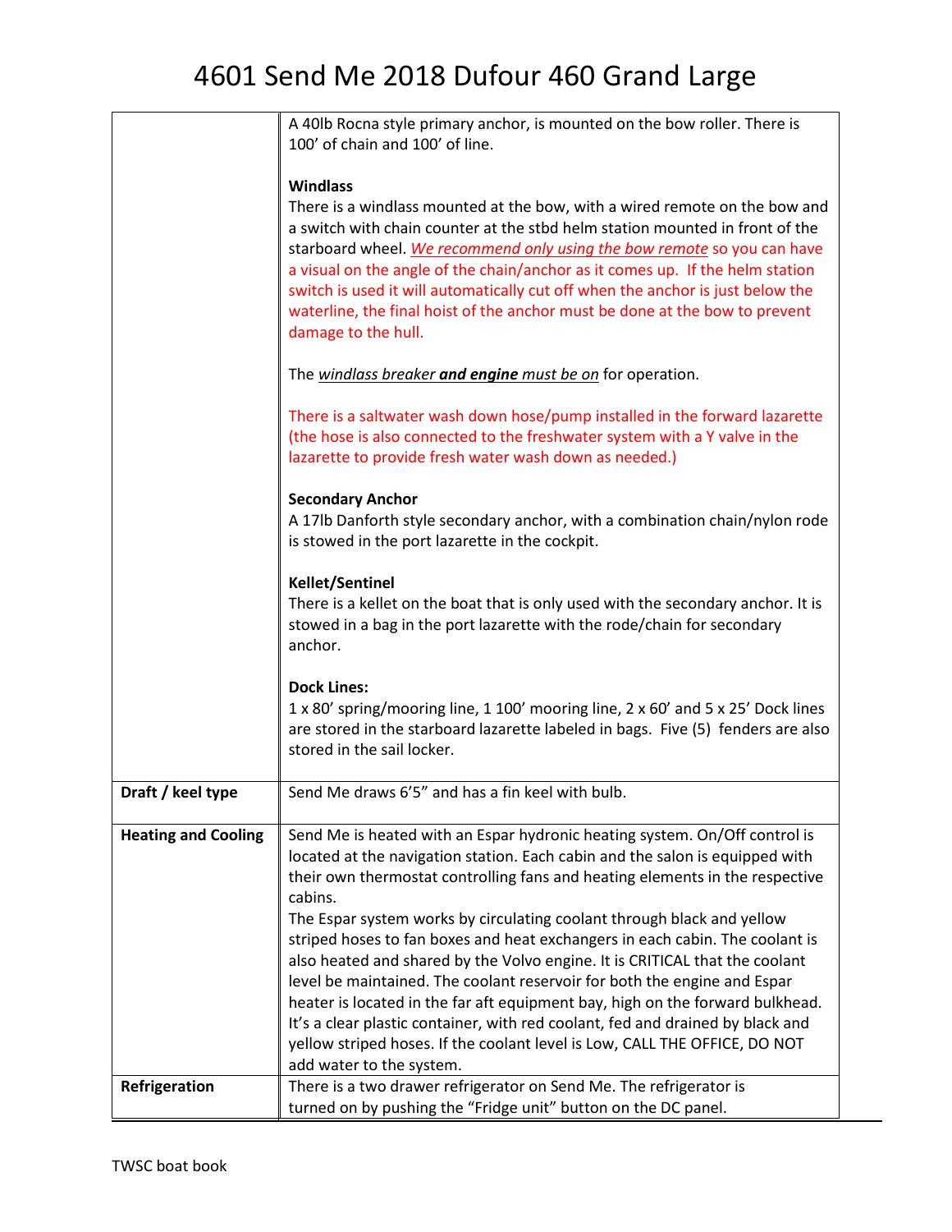# 4601 Send Me 2018 Dufour 460 Grand Large

| | |
|---|---|
| | A 40lb Rocna style primary anchor, is mounted on the bow roller. There is 100' of chain and 100' of line.<br><br>**Windlass**<br>There is a windlass mounted at the bow, with a wired remote on the bow and a switch with chain counter at the stbd helm station mounted in front of the starboard wheel. ***We recommend only using the bow remote*** so you can have a visual on the angle of the chain/anchor as it comes up. If the helm station switch is used it will automatically cut off when the anchor is just below the waterline, the final hoist of the anchor must be done at the bow to prevent damage to the hull.<br><br>The *windlass breaker **and engine** must be on* for operation.<br><br>There is a saltwater wash down hose/pump installed in the forward lazarette (the hose is also connected to the freshwater system with a Y valve in the lazarette to provide fresh water wash down as needed.)<br><br>**Secondary Anchor**<br>A 17lb Danforth style secondary anchor, with a combination chain/nylon rode is stowed in the port lazarette in the cockpit.<br><br>**Kellet/Sentinel**<br>There is a kellet on the boat that is only used with the secondary anchor. It is stowed in a bag in the port lazarette with the rode/chain for secondary anchor.<br><br>**Dock Lines:**<br>1 x 80' spring/mooring line, 1 100' mooring line, 2 x 60' and 5 x 25' Dock lines are stored in the starboard lazarette labeled in bags. Five (5) fenders are also stored in the sail locker. |
| **Draft / keel type** | Send Me draws 6'5" and has a fin keel with bulb. |
| **Heating and Cooling** | Send Me is heated with an Espar hydronic heating system. On/Off control is located at the navigation station. Each cabin and the salon is equipped with their own thermostat controlling fans and heating elements in the respective cabins.<br>The Espar system works by circulating coolant through black and yellow striped hoses to fan boxes and heat exchangers in each cabin. The coolant is also heated and shared by the Volvo engine. It is CRITICAL that the coolant level be maintained. The coolant reservoir for both the engine and Espar heater is located in the far aft equipment bay, high on the forward bulkhead. It's a clear plastic container, with red coolant, fed and drained by black and yellow striped hoses. If the coolant level is Low, CALL THE OFFICE, DO NOT add water to the system. |
| **Refrigeration** | There is a two drawer refrigerator on Send Me. The refrigerator is turned on by pushing the "Fridge unit" button on the DC panel. |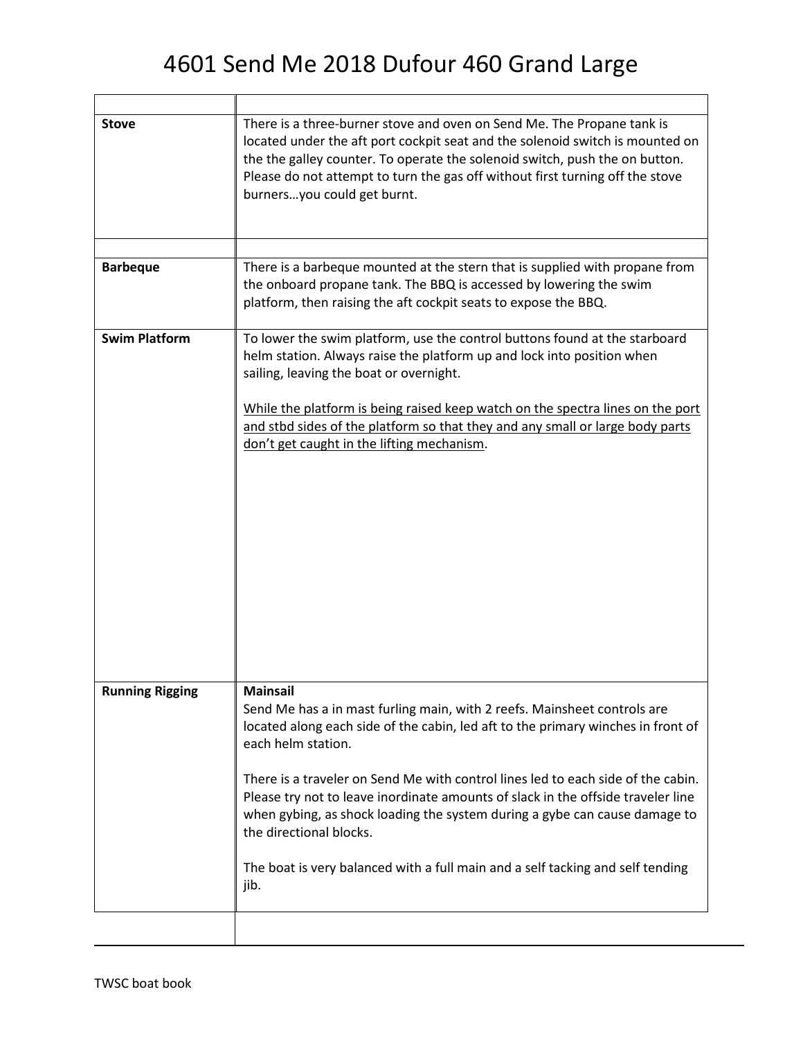# 4601 Send Me 2018 Dufour 460 Grand Large

| | |
|---|---|
| **Stove** | There is a three-burner stove and oven on Send Me. The Propane tank is located under the aft port cockpit seat and the solenoid switch is mounted on the the galley counter. To operate the solenoid switch, push the on button. Please do not attempt to turn the gas off without first turning off the stove burners…you could get burnt. |
| | |
| **Barbeque** | There is a barbeque mounted at the stern that is supplied with propane from the onboard propane tank. The BBQ is accessed by lowering the swim platform, then raising the aft cockpit seats to expose the BBQ. |
| **Swim Platform** | To lower the swim platform, use the control buttons found at the starboard helm station. Always raise the platform up and lock into position when sailing, leaving the boat or overnight.<br><br><u>While the platform is being raised keep watch on the spectra lines on the port and stbd sides of the platform so that they and any small or large body parts don't get caught in the lifting mechanism</u>. |
| **Running Rigging** | **Mainsail**<br>Send Me has a in mast furling main, with 2 reefs. Mainsheet controls are located along each side of the cabin, led aft to the primary winches in front of each helm station.<br><br>There is a traveler on Send Me with control lines led to each side of the cabin. Please try not to leave inordinate amounts of slack in the offside traveler line when gybing, as shock loading the system during a gybe can cause damage to the directional blocks.<br><br>The boat is very balanced with a full main and a self tacking and self tending jib. |
| | |

TWSC boat book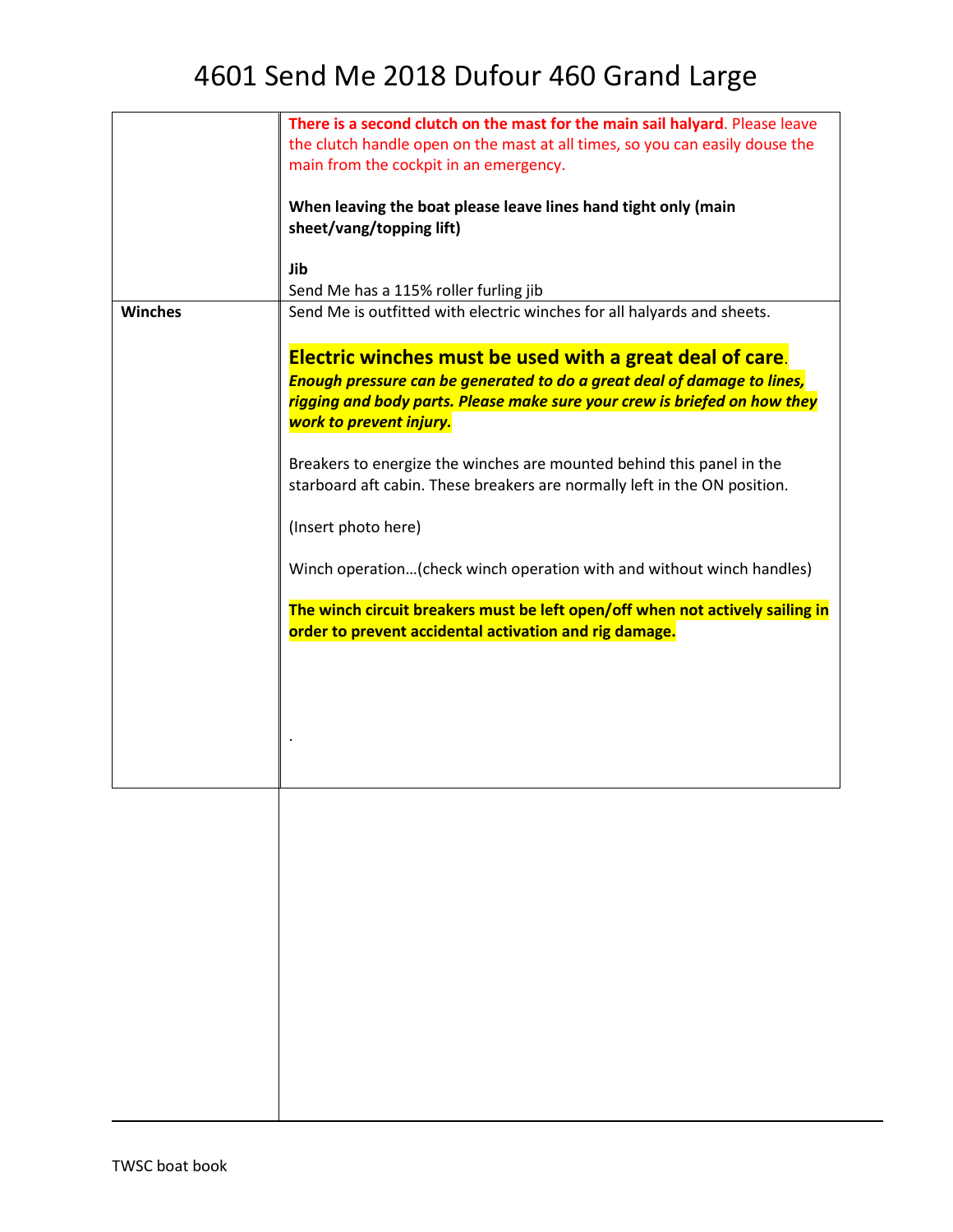# 4601 Send Me 2018 Dufour 460 Grand Large

| | |
|---|---|
| | **There is a second clutch on the mast for the main sail halyard**. Please leave the clutch handle open on the mast at all times, so you can easily douse the main from the cockpit in an emergency.<br><br>**When leaving the boat please leave lines hand tight only (main sheet/vang/topping lift)**<br><br>**Jib**<br>Send Me has a 115% roller furling jib |
| **Winches** | Send Me is outfitted with electric winches for all halyards and sheets.<br><br>**Electric winches must be used with a great deal of care**.<br>***Enough pressure can be generated to do a great deal of damage to lines, rigging and body parts. Please make sure your crew is briefed on how they work to prevent injury.***<br><br>Breakers to energize the winches are mounted behind this panel in the starboard aft cabin. These breakers are normally left in the ON position.<br><br>(Insert photo here)<br><br>Winch operation…(check winch operation with and without winch handles)<br><br>**The winch circuit breakers must be left open/off when not actively sailing in order to prevent accidental activation and rig damage.**<br><br>. |
| | |

TWSC boat book